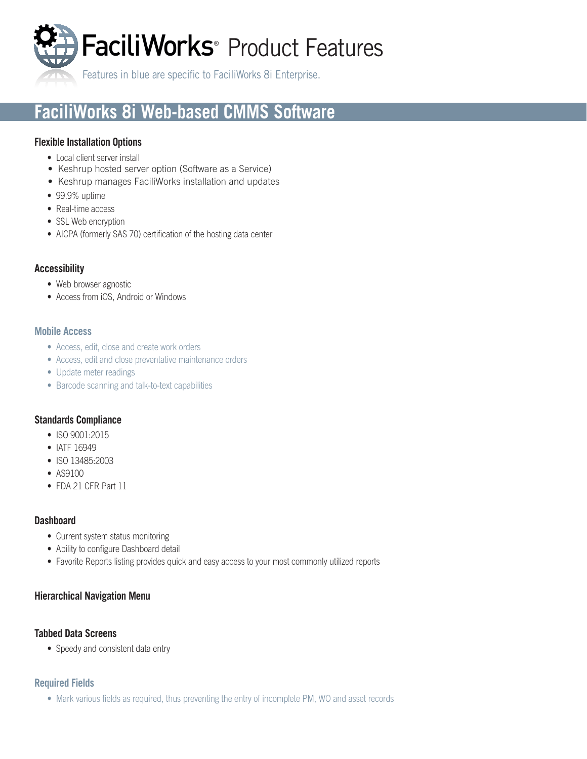# FaciliWorks® Product Features

Features in blue are specific to FaciliWorks 8i Enterprise.

## FaciliWorks 8i Web-based CMMS Software

### Flexible Installation Options

- Local client server install
- Keshrup hosted server option (Software as a Service)
- Keshrup manages FaciliWorks installation and updates
- 99.9% uptime
- Real-time access
- SSL Web encryption
- AICPA (formerly SAS 70) certification of the hosting data center

### Accessibility

- Web browser agnostic
- Access from iOS, Android or Windows

### Mobile Access

- Access, edit, close and create work orders
- Access, edit and close preventative maintenance orders
- Update meter readings
- Barcode scanning and talk-to-text capabilities

### Standards Compliance

- ISO 9001:2015
- IATF 16949
- ISO 13485:2003
- AS9100
- FDA 21 CFR Part 11

### Dashboard

- Current system status monitoring
- Ability to configure Dashboard detail
- Favorite Reports listing provides quick and easy access to your most commonly utilized reports

### Hierarchical Navigation Menu

### Tabbed Data Screens

- Speedy and consistent data entry

### Required Fields

- Mark various fields as required, thus preventing the entry of incomplete PM, WO and asset records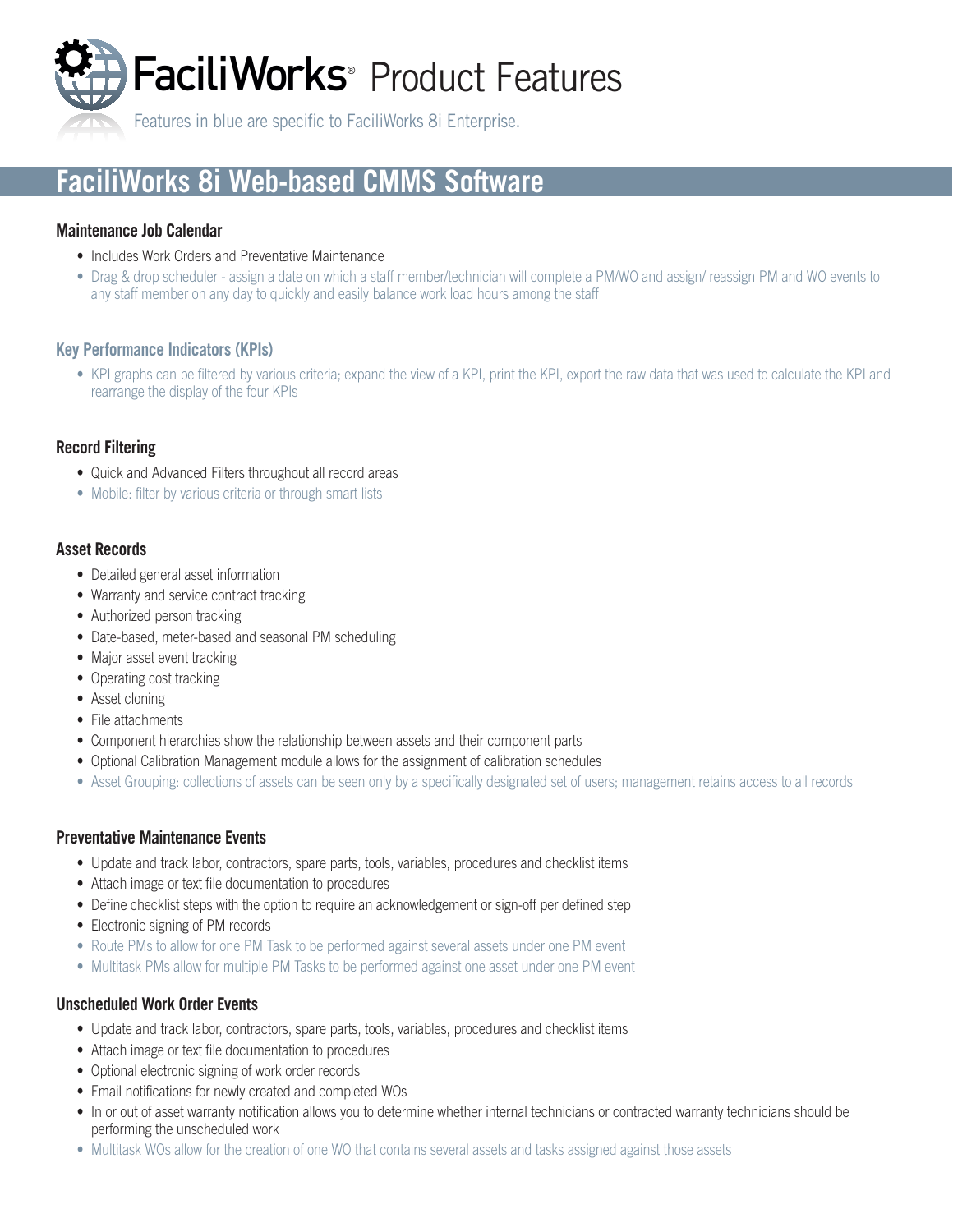# FaciliWorks® Product Features

Features in blue are specific to FaciliWorks 8i Enterprise.

## FaciliWorks 8i Web-based CMMS Software

### Maintenance Job Calendar

- Includes Work Orders and Preventative Maintenance
- Drag & drop scheduler - assign a date on which a staff member/technician will complete a PM/WO and assign/ reassign PM and WO events to any staff member on any day to quickly and easily balance work load hours among the staff

### Key Performance Indicators (KPIs)

- KPI graphs can be filtered by various criteria; expand the view of a KPI, print the KPI, export the raw data that was used to calculate the KPI and rearrange the display of the four KPIs

### Record Filtering

- Quick and Advanced Filters throughout all record areas
- Mobile: filter by various criteria or through smart lists

### Asset Records

- Detailed general asset information
- Warranty and service contract tracking
- Authorized person tracking
- Date-based, meter-based and seasonal PM scheduling
- Major asset event tracking
- Operating cost tracking
- Asset cloning
- File attachments
- Component hierarchies show the relationship between assets and their component parts
- Optional Calibration Management module allows for the assignment of calibration schedules
- Asset Grouping: collections of assets can be seen only by a specifically designated set of users; management retains access to all records

### Preventative Maintenance Events

- Update and track labor, contractors, spare parts, tools, variables, procedures and checklist items
- Attach image or text file documentation to procedures
- Define checklist steps with the option to require an acknowledgement or sign-off per defined step
- Electronic signing of PM records
- Route PMs to allow for one PM Task to be performed against several assets under one PM event
- Multitask PMs allow for multiple PM Tasks to be performed against one asset under one PM event

### Unscheduled Work Order Events

- Update and track labor, contractors, spare parts, tools, variables, procedures and checklist items
- Attach image or text file documentation to procedures
- Optional electronic signing of work order records
- Email notifications for newly created and completed WOs
- In or out of asset warranty notification allows you to determine whether internal technicians or contracted warranty technicians should be performing the unscheduled work
- Multitask WOs allow for the creation of one WO that contains several assets and tasks assigned against those assets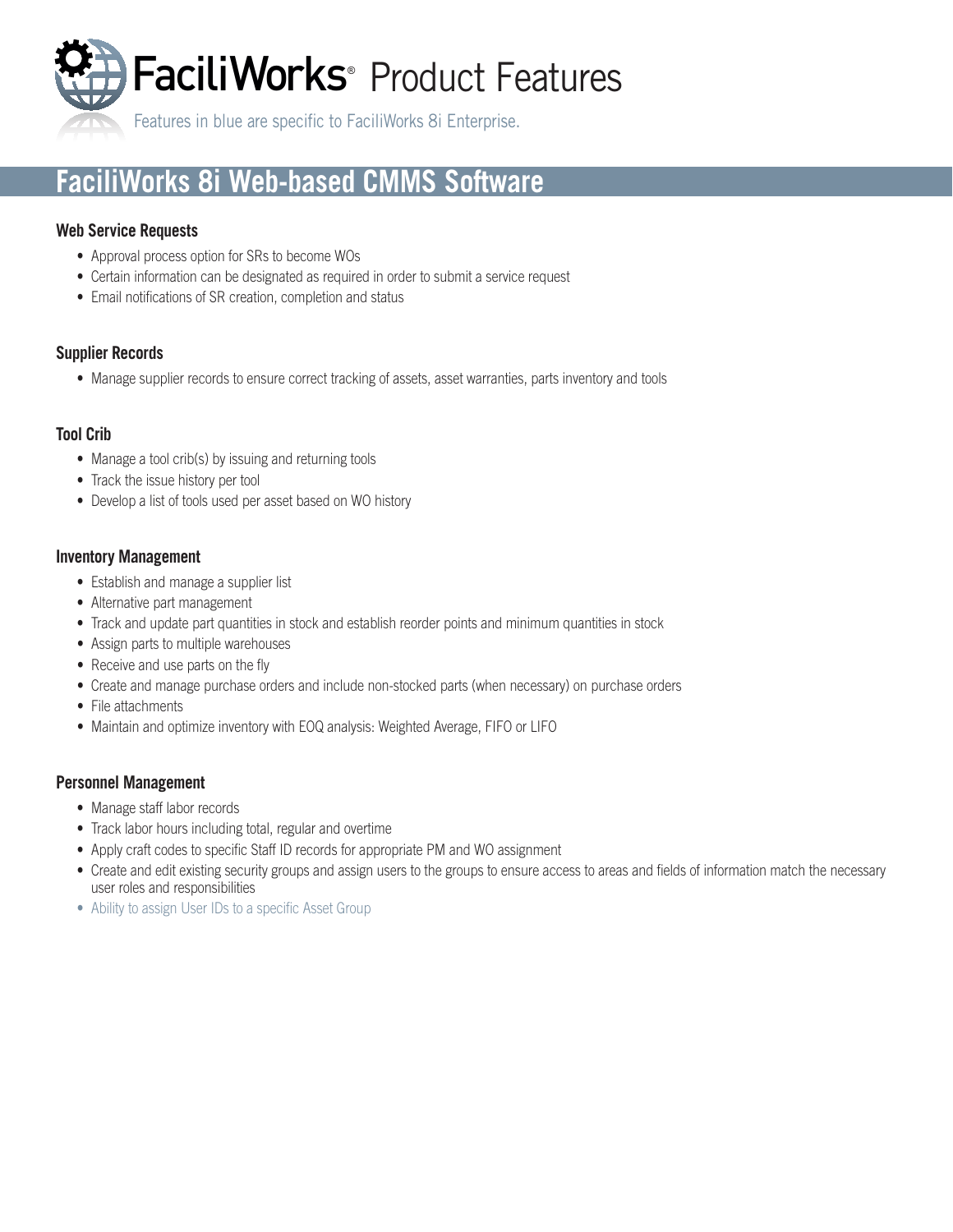# FaciliWorks® Product Features

Features in blue are specific to FaciliWorks 8i Enterprise.

## FaciliWorks 8i Web-based CMMS Software

### Web Service Requests

- Approval process option for SRs to become WOs
- Certain information can be designated as required in order to submit a service request
- Email notifications of SR creation, completion and status

### Supplier Records

- Manage supplier records to ensure correct tracking of assets, asset warranties, parts inventory and tools

### Tool Crib

- Manage a tool crib(s) by issuing and returning tools
- Track the issue history per tool
- Develop a list of tools used per asset based on WO history

### Inventory Management

- Establish and manage a supplier list
- Alternative part management
- Track and update part quantities in stock and establish reorder points and minimum quantities in stock
- Assign parts to multiple warehouses
- Receive and use parts on the fly
- Create and manage purchase orders and include non-stocked parts (when necessary) on purchase orders
- File attachments
- Maintain and optimize inventory with EOQ analysis: Weighted Average, FIFO or LIFO

### Personnel Management

- Manage staff labor records
- Track labor hours including total, regular and overtime
- Apply craft codes to specific Staff ID records for appropriate PM and WO assignment
- Create and edit existing security groups and assign users to the groups to ensure access to areas and fields of information match the necessary user roles and responsibilities
- Ability to assign User IDs to a specific Asset Group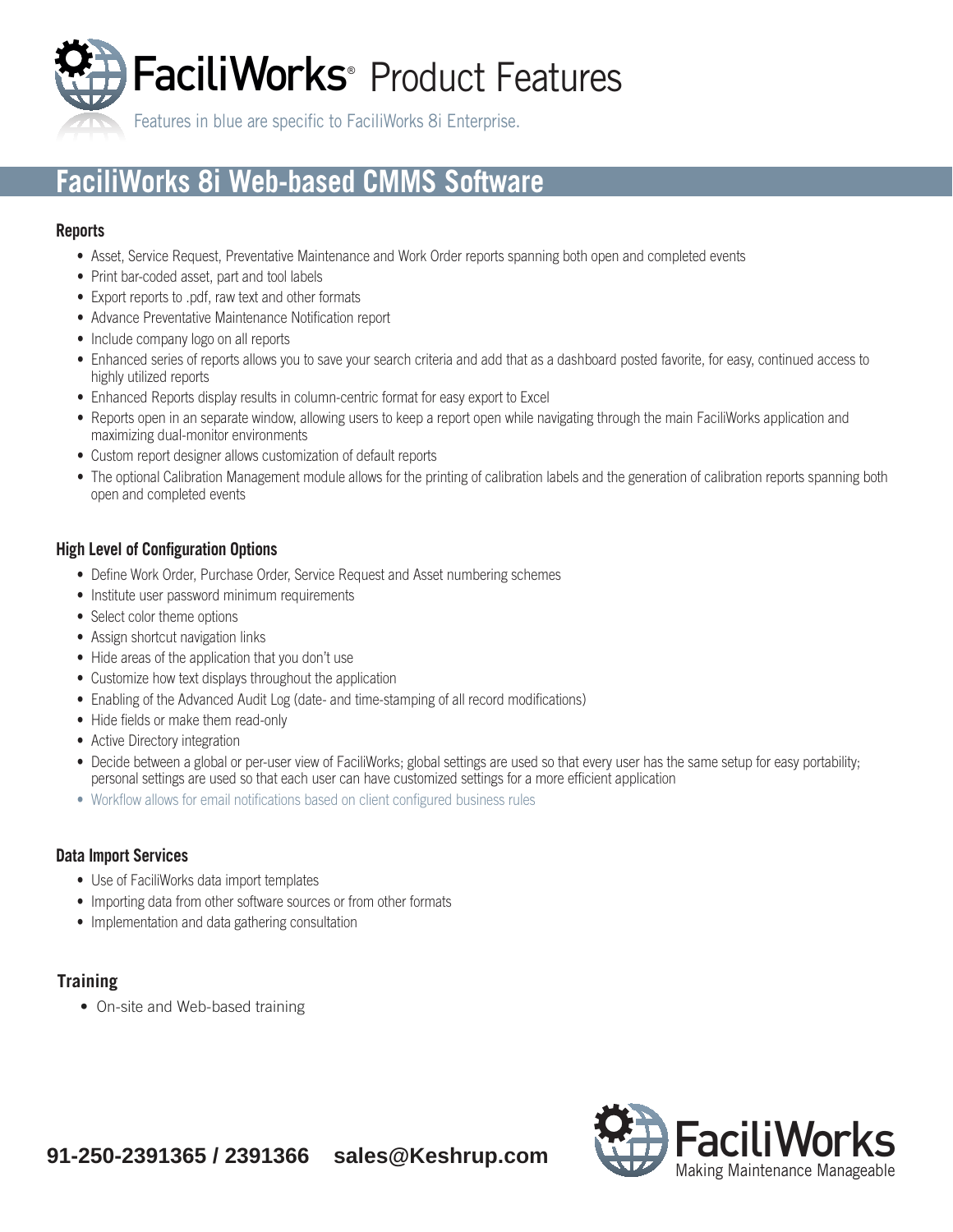# FaciliWorks® Product Features

Features in blue are specific to FaciliWorks 8i Enterprise.

## FaciliWorks 8i Web-based CMMS Software

### Reports

- Asset, Service Request, Preventative Maintenance and Work Order reports spanning both open and completed events
- Print bar-coded asset, part and tool labels
- Export reports to .pdf, raw text and other formats
- Advance Preventative Maintenance Notification report
- Include company logo on all reports
- Enhanced series of reports allows you to save your search criteria and add that as a dashboard posted favorite, for easy, continued access to highly utilized reports
- Enhanced Reports display results in column-centric format for easy export to Excel
- Reports open in an separate window, allowing users to keep a report open while navigating through the main FaciliWorks application and maximizing dual-monitor environments
- Custom report designer allows customization of default reports
- The optional Calibration Management module allows for the printing of calibration labels and the generation of calibration reports spanning both open and completed events

### High Level of Configuration Options

- Define Work Order, Purchase Order, Service Request and Asset numbering schemes
- Institute user password minimum requirements
- Select color theme options
- Assign shortcut navigation links
- Hide areas of the application that you don't use
- Customize how text displays throughout the application
- Enabling of the Advanced Audit Log (date- and time-stamping of all record modifications)
- Hide fields or make them read-only
- Active Directory integration
- Decide between a global or per-user view of FaciliWorks; global settings are used so that every user has the same setup for easy portability; personal settings are used so that each user can have customized settings for a more efficient application
- Workflow allows for email notifications based on client configured business rules

### Data Import Services

- Use of FaciliWorks data import templates
- Importing data from other software sources or from other formats
- Implementation and data gathering consultation

### Training

- On-site and Web-based training

**91-250-2391365 / 2391366 sales@Keshrup.com**

FaciliWorks
Making Maintenance Manageable